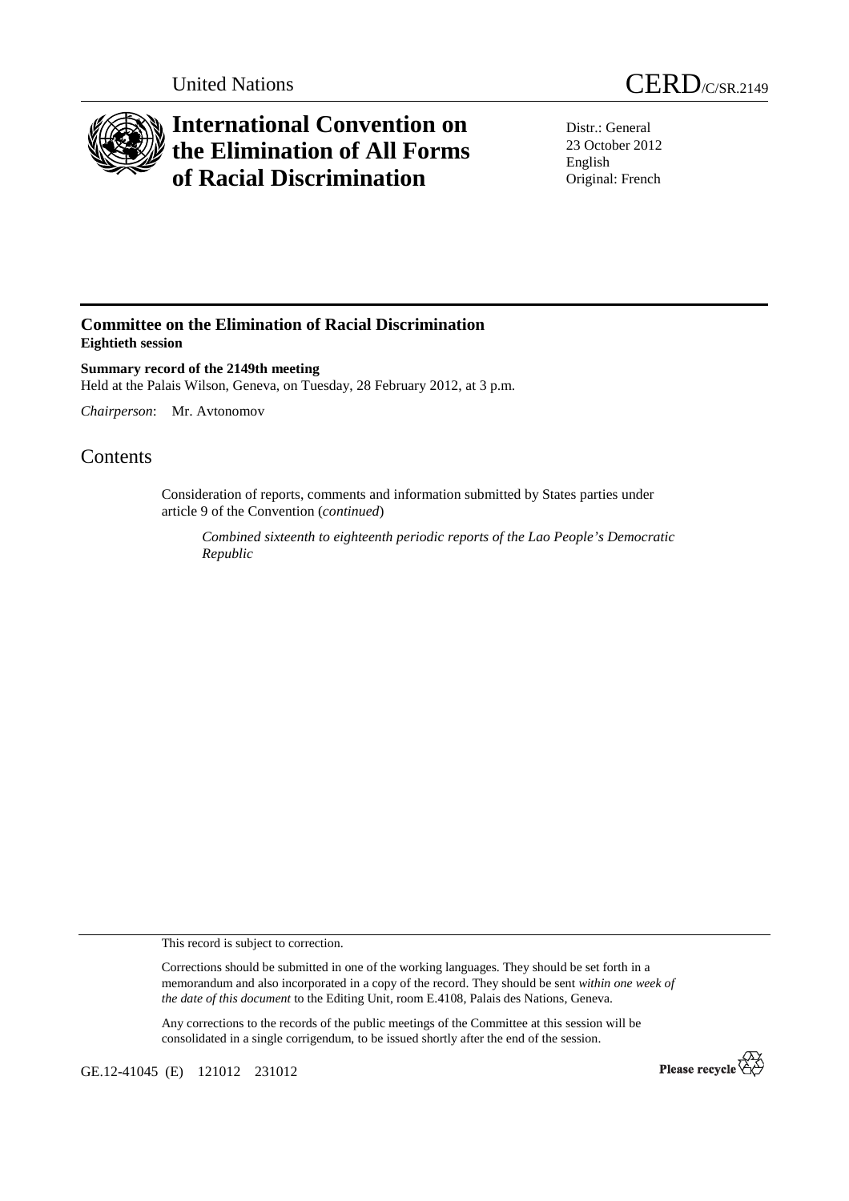United Nations

# CERD/C/SR.2149

# International Convention on the Elimination of All Forms of Racial Discrimination

Distr.: General
23 October 2012
English
Original: French

## Committee on the Elimination of Racial Discrimination
**Eightieth session**

**Summary record of the 2149th meeting**
Held at the Palais Wilson, Geneva, on Tuesday, 28 February 2012, at 3 p.m.

*Chairperson*: Mr. Avtonomov

## Contents

Consideration of reports, comments and information submitted by States parties under article 9 of the Convention (*continued*)

*Combined sixteenth to eighteenth periodic reports of the Lao People's Democratic Republic*

This record is subject to correction.

Corrections should be submitted in one of the working languages. They should be set forth in a memorandum and also incorporated in a copy of the record. They should be sent *within one week of the date of this document* to the Editing Unit, room E.4108, Palais des Nations, Geneva.

Any corrections to the records of the public meetings of the Committee at this session will be consolidated in a single corrigendum, to be issued shortly after the end of the session.

GE.12-41045 (E) 121012 231012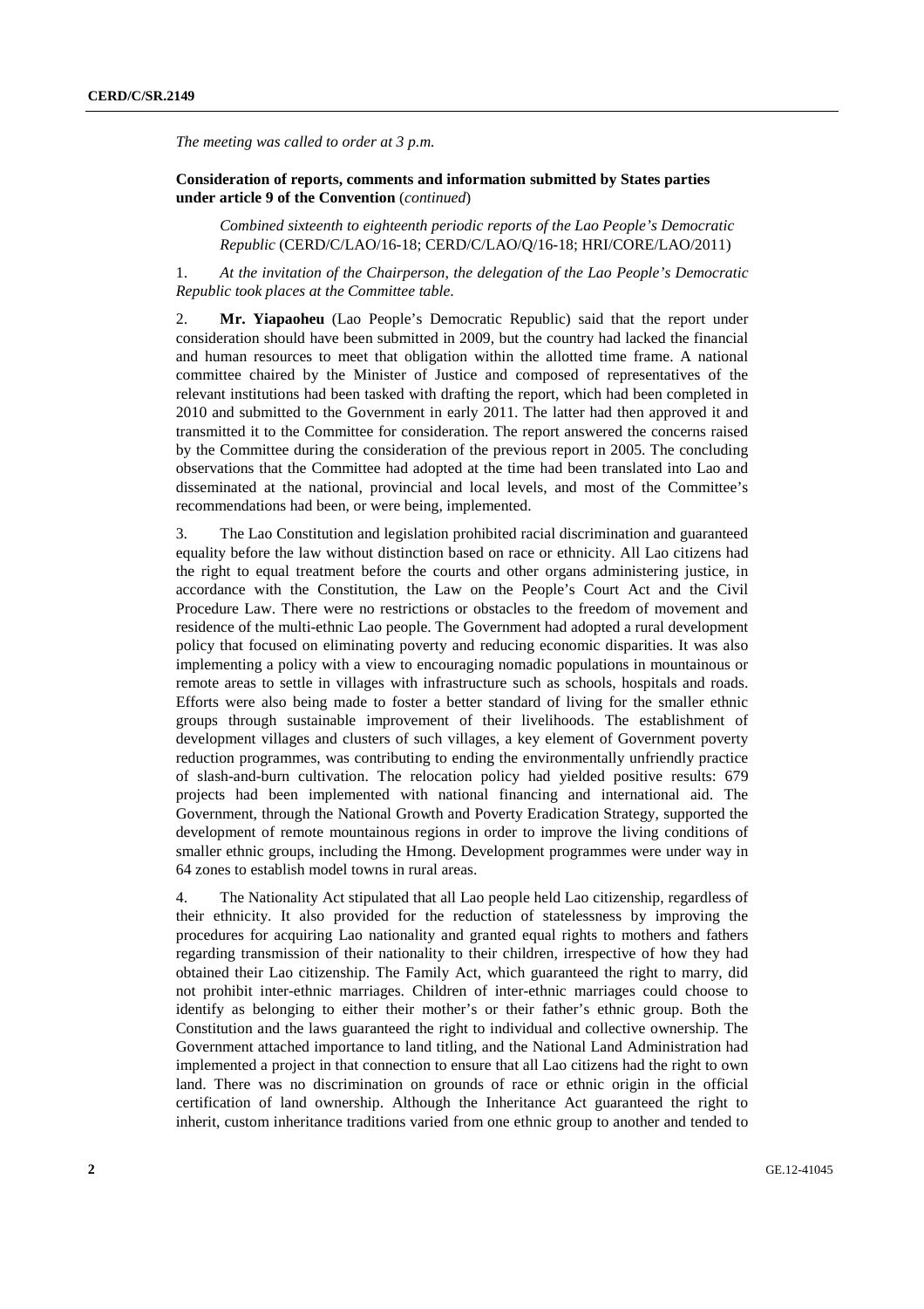*The meeting was called to order at 3 p.m.*

**Consideration of reports, comments and information submitted by States parties under article 9 of the Convention** (*continued*)

*Combined sixteenth to eighteenth periodic reports of the Lao People's Democratic Republic* (CERD/C/LAO/16-18; CERD/C/LAO/Q/16-18; HRI/CORE/LAO/2011)

1. *At the invitation of the Chairperson, the delegation of the Lao People's Democratic Republic took places at the Committee table.*

2. **Mr. Yiapaoheu** (Lao People's Democratic Republic) said that the report under consideration should have been submitted in 2009, but the country had lacked the financial and human resources to meet that obligation within the allotted time frame. A national committee chaired by the Minister of Justice and composed of representatives of the relevant institutions had been tasked with drafting the report, which had been completed in 2010 and submitted to the Government in early 2011. The latter had then approved it and transmitted it to the Committee for consideration. The report answered the concerns raised by the Committee during the consideration of the previous report in 2005. The concluding observations that the Committee had adopted at the time had been translated into Lao and disseminated at the national, provincial and local levels, and most of the Committee's recommendations had been, or were being, implemented.

3. The Lao Constitution and legislation prohibited racial discrimination and guaranteed equality before the law without distinction based on race or ethnicity. All Lao citizens had the right to equal treatment before the courts and other organs administering justice, in accordance with the Constitution, the Law on the People's Court Act and the Civil Procedure Law. There were no restrictions or obstacles to the freedom of movement and residence of the multi-ethnic Lao people. The Government had adopted a rural development policy that focused on eliminating poverty and reducing economic disparities. It was also implementing a policy with a view to encouraging nomadic populations in mountainous or remote areas to settle in villages with infrastructure such as schools, hospitals and roads. Efforts were also being made to foster a better standard of living for the smaller ethnic groups through sustainable improvement of their livelihoods. The establishment of development villages and clusters of such villages, a key element of Government poverty reduction programmes, was contributing to ending the environmentally unfriendly practice of slash-and-burn cultivation. The relocation policy had yielded positive results: 679 projects had been implemented with national financing and international aid. The Government, through the National Growth and Poverty Eradication Strategy, supported the development of remote mountainous regions in order to improve the living conditions of smaller ethnic groups, including the Hmong. Development programmes were under way in 64 zones to establish model towns in rural areas.

4. The Nationality Act stipulated that all Lao people held Lao citizenship, regardless of their ethnicity. It also provided for the reduction of statelessness by improving the procedures for acquiring Lao nationality and granted equal rights to mothers and fathers regarding transmission of their nationality to their children, irrespective of how they had obtained their Lao citizenship. The Family Act, which guaranteed the right to marry, did not prohibit inter-ethnic marriages. Children of inter-ethnic marriages could choose to identify as belonging to either their mother's or their father's ethnic group. Both the Constitution and the laws guaranteed the right to individual and collective ownership. The Government attached importance to land titling, and the National Land Administration had implemented a project in that connection to ensure that all Lao citizens had the right to own land. There was no discrimination on grounds of race or ethnic origin in the official certification of land ownership. Although the Inheritance Act guaranteed the right to inherit, custom inheritance traditions varied from one ethnic group to another and tended to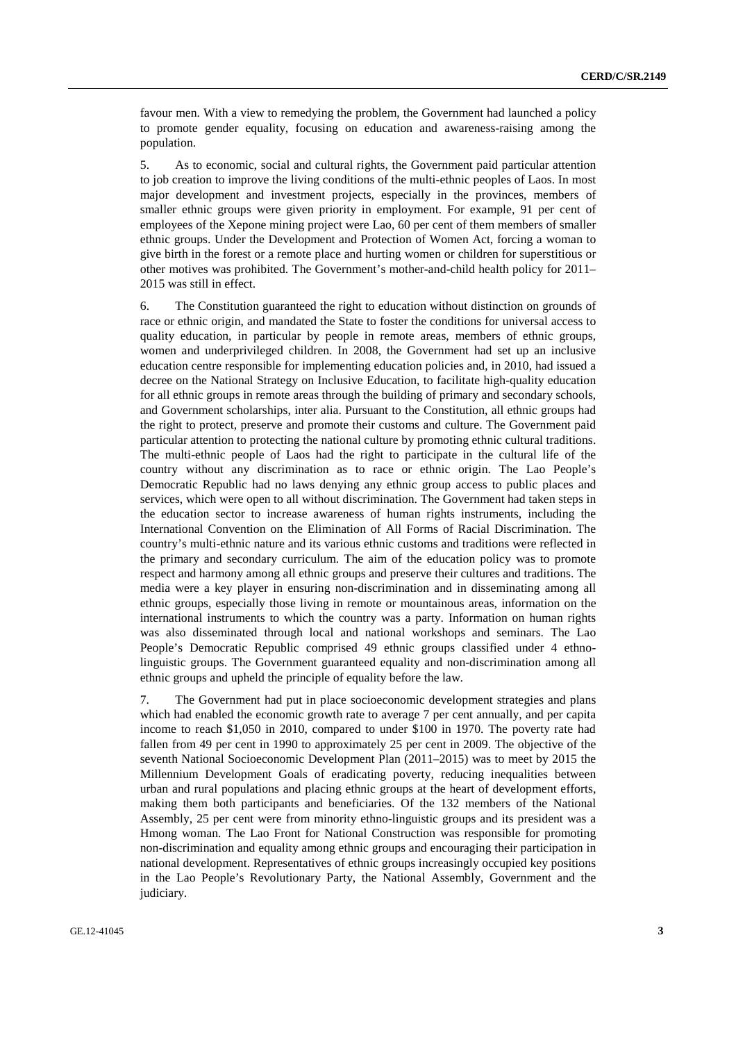favour men. With a view to remedying the problem, the Government had launched a policy to promote gender equality, focusing on education and awareness-raising among the population.

5. As to economic, social and cultural rights, the Government paid particular attention to job creation to improve the living conditions of the multi-ethnic peoples of Laos. In most major development and investment projects, especially in the provinces, members of smaller ethnic groups were given priority in employment. For example, 91 per cent of employees of the Xepone mining project were Lao, 60 per cent of them members of smaller ethnic groups. Under the Development and Protection of Women Act, forcing a woman to give birth in the forest or a remote place and hurting women or children for superstitious or other motives was prohibited. The Government's mother-and-child health policy for 2011–2015 was still in effect.

6. The Constitution guaranteed the right to education without distinction on grounds of race or ethnic origin, and mandated the State to foster the conditions for universal access to quality education, in particular by people in remote areas, members of ethnic groups, women and underprivileged children. In 2008, the Government had set up an inclusive education centre responsible for implementing education policies and, in 2010, had issued a decree on the National Strategy on Inclusive Education, to facilitate high-quality education for all ethnic groups in remote areas through the building of primary and secondary schools, and Government scholarships, inter alia. Pursuant to the Constitution, all ethnic groups had the right to protect, preserve and promote their customs and culture. The Government paid particular attention to protecting the national culture by promoting ethnic cultural traditions. The multi-ethnic people of Laos had the right to participate in the cultural life of the country without any discrimination as to race or ethnic origin. The Lao People's Democratic Republic had no laws denying any ethnic group access to public places and services, which were open to all without discrimination. The Government had taken steps in the education sector to increase awareness of human rights instruments, including the International Convention on the Elimination of All Forms of Racial Discrimination. The country's multi-ethnic nature and its various ethnic customs and traditions were reflected in the primary and secondary curriculum. The aim of the education policy was to promote respect and harmony among all ethnic groups and preserve their cultures and traditions. The media were a key player in ensuring non-discrimination and in disseminating among all ethnic groups, especially those living in remote or mountainous areas, information on the international instruments to which the country was a party. Information on human rights was also disseminated through local and national workshops and seminars. The Lao People's Democratic Republic comprised 49 ethnic groups classified under 4 ethno-linguistic groups. The Government guaranteed equality and non-discrimination among all ethnic groups and upheld the principle of equality before the law.

7. The Government had put in place socioeconomic development strategies and plans which had enabled the economic growth rate to average 7 per cent annually, and per capita income to reach $1,050 in 2010, compared to under $100 in 1970. The poverty rate had fallen from 49 per cent in 1990 to approximately 25 per cent in 2009. The objective of the seventh National Socioeconomic Development Plan (2011–2015) was to meet by 2015 the Millennium Development Goals of eradicating poverty, reducing inequalities between urban and rural populations and placing ethnic groups at the heart of development efforts, making them both participants and beneficiaries. Of the 132 members of the National Assembly, 25 per cent were from minority ethno-linguistic groups and its president was a Hmong woman. The Lao Front for National Construction was responsible for promoting non-discrimination and equality among ethnic groups and encouraging their participation in national development. Representatives of ethnic groups increasingly occupied key positions in the Lao People's Revolutionary Party, the National Assembly, Government and the judiciary.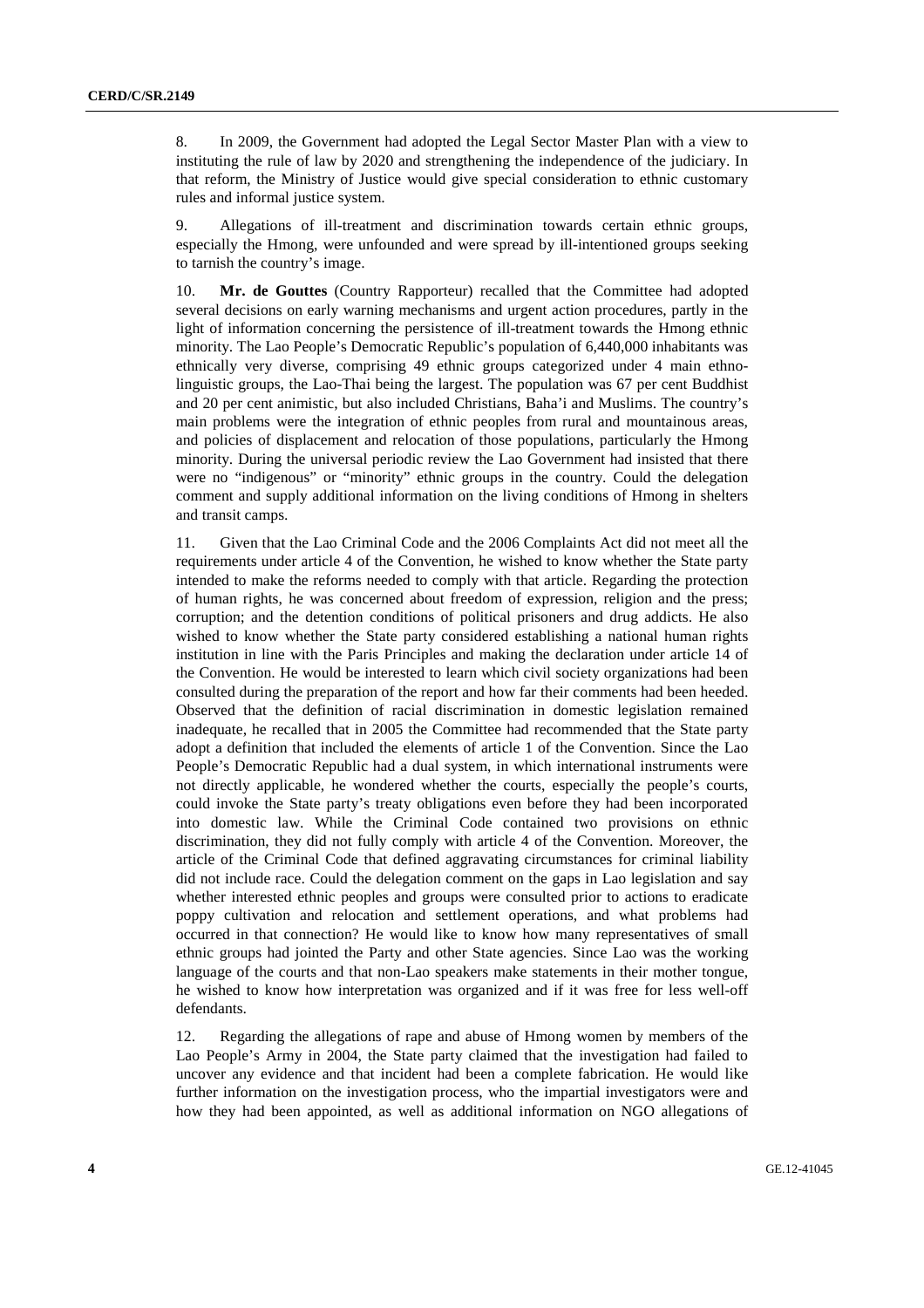8. In 2009, the Government had adopted the Legal Sector Master Plan with a view to instituting the rule of law by 2020 and strengthening the independence of the judiciary. In that reform, the Ministry of Justice would give special consideration to ethnic customary rules and informal justice system.

9. Allegations of ill-treatment and discrimination towards certain ethnic groups, especially the Hmong, were unfounded and were spread by ill-intentioned groups seeking to tarnish the country's image.

10. **Mr. de Gouttes** (Country Rapporteur) recalled that the Committee had adopted several decisions on early warning mechanisms and urgent action procedures, partly in the light of information concerning the persistence of ill-treatment towards the Hmong ethnic minority. The Lao People's Democratic Republic's population of 6,440,000 inhabitants was ethnically very diverse, comprising 49 ethnic groups categorized under 4 main ethno-linguistic groups, the Lao-Thai being the largest. The population was 67 per cent Buddhist and 20 per cent animistic, but also included Christians, Baha'i and Muslims. The country's main problems were the integration of ethnic peoples from rural and mountainous areas, and policies of displacement and relocation of those populations, particularly the Hmong minority. During the universal periodic review the Lao Government had insisted that there were no "indigenous" or "minority" ethnic groups in the country. Could the delegation comment and supply additional information on the living conditions of Hmong in shelters and transit camps.

11. Given that the Lao Criminal Code and the 2006 Complaints Act did not meet all the requirements under article 4 of the Convention, he wished to know whether the State party intended to make the reforms needed to comply with that article. Regarding the protection of human rights, he was concerned about freedom of expression, religion and the press; corruption; and the detention conditions of political prisoners and drug addicts. He also wished to know whether the State party considered establishing a national human rights institution in line with the Paris Principles and making the declaration under article 14 of the Convention. He would be interested to learn which civil society organizations had been consulted during the preparation of the report and how far their comments had been heeded. Observed that the definition of racial discrimination in domestic legislation remained inadequate, he recalled that in 2005 the Committee had recommended that the State party adopt a definition that included the elements of article 1 of the Convention. Since the Lao People's Democratic Republic had a dual system, in which international instruments were not directly applicable, he wondered whether the courts, especially the people's courts, could invoke the State party's treaty obligations even before they had been incorporated into domestic law. While the Criminal Code contained two provisions on ethnic discrimination, they did not fully comply with article 4 of the Convention. Moreover, the article of the Criminal Code that defined aggravating circumstances for criminal liability did not include race. Could the delegation comment on the gaps in Lao legislation and say whether interested ethnic peoples and groups were consulted prior to actions to eradicate poppy cultivation and relocation and settlement operations, and what problems had occurred in that connection? He would like to know how many representatives of small ethnic groups had jointed the Party and other State agencies. Since Lao was the working language of the courts and that non-Lao speakers make statements in their mother tongue, he wished to know how interpretation was organized and if it was free for less well-off defendants.

12. Regarding the allegations of rape and abuse of Hmong women by members of the Lao People's Army in 2004, the State party claimed that the investigation had failed to uncover any evidence and that incident had been a complete fabrication. He would like further information on the investigation process, who the impartial investigators were and how they had been appointed, as well as additional information on NGO allegations of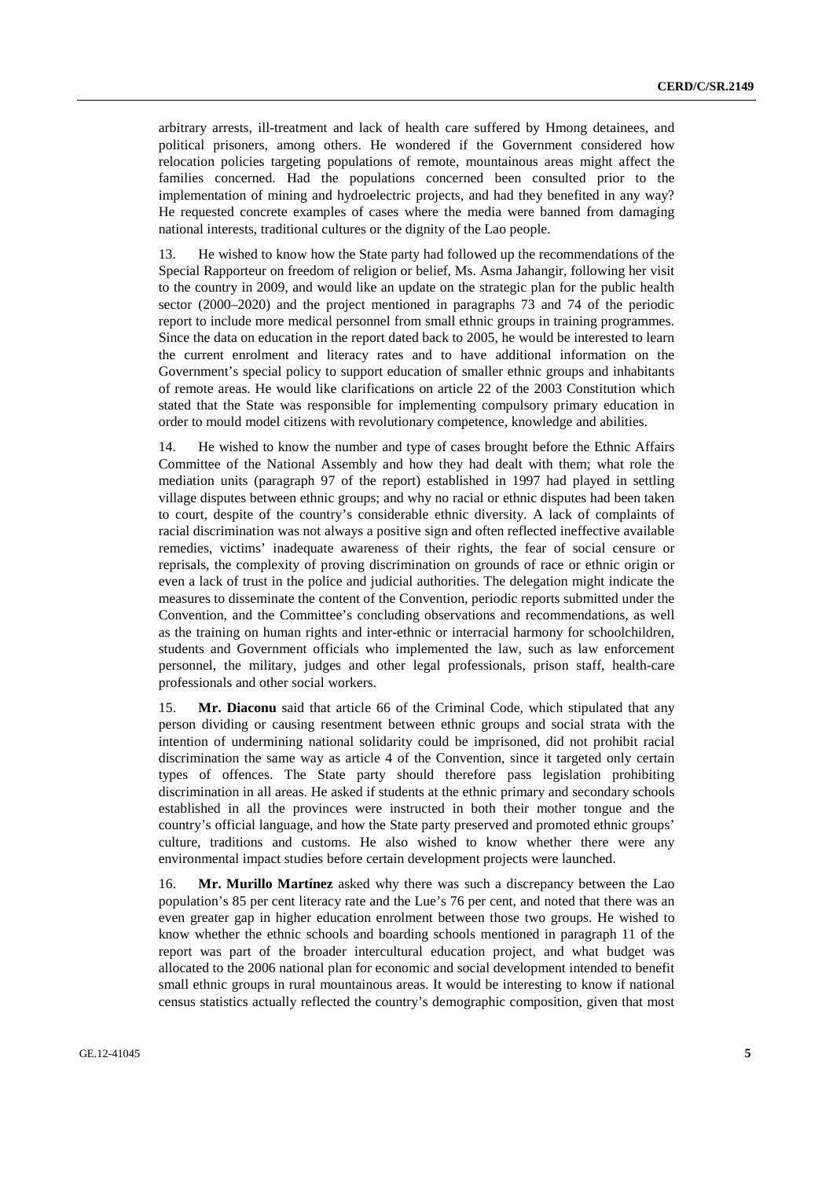arbitrary arrests, ill-treatment and lack of health care suffered by Hmong detainees, and political prisoners, among others. He wondered if the Government considered how relocation policies targeting populations of remote, mountainous areas might affect the families concerned. Had the populations concerned been consulted prior to the implementation of mining and hydroelectric projects, and had they benefited in any way? He requested concrete examples of cases where the media were banned from damaging national interests, traditional cultures or the dignity of the Lao people.

13. He wished to know how the State party had followed up the recommendations of the Special Rapporteur on freedom of religion or belief, Ms. Asma Jahangir, following her visit to the country in 2009, and would like an update on the strategic plan for the public health sector (2000–2020) and the project mentioned in paragraphs 73 and 74 of the periodic report to include more medical personnel from small ethnic groups in training programmes. Since the data on education in the report dated back to 2005, he would be interested to learn the current enrolment and literacy rates and to have additional information on the Government's special policy to support education of smaller ethnic groups and inhabitants of remote areas. He would like clarifications on article 22 of the 2003 Constitution which stated that the State was responsible for implementing compulsory primary education in order to mould model citizens with revolutionary competence, knowledge and abilities.

14. He wished to know the number and type of cases brought before the Ethnic Affairs Committee of the National Assembly and how they had dealt with them; what role the mediation units (paragraph 97 of the report) established in 1997 had played in settling village disputes between ethnic groups; and why no racial or ethnic disputes had been taken to court, despite of the country's considerable ethnic diversity. A lack of complaints of racial discrimination was not always a positive sign and often reflected ineffective available remedies, victims' inadequate awareness of their rights, the fear of social censure or reprisals, the complexity of proving discrimination on grounds of race or ethnic origin or even a lack of trust in the police and judicial authorities. The delegation might indicate the measures to disseminate the content of the Convention, periodic reports submitted under the Convention, and the Committee's concluding observations and recommendations, as well as the training on human rights and inter-ethnic or interracial harmony for schoolchildren, students and Government officials who implemented the law, such as law enforcement personnel, the military, judges and other legal professionals, prison staff, health-care professionals and other social workers.

15. **Mr. Diaconu** said that article 66 of the Criminal Code, which stipulated that any person dividing or causing resentment between ethnic groups and social strata with the intention of undermining national solidarity could be imprisoned, did not prohibit racial discrimination the same way as article 4 of the Convention, since it targeted only certain types of offences. The State party should therefore pass legislation prohibiting discrimination in all areas. He asked if students at the ethnic primary and secondary schools established in all the provinces were instructed in both their mother tongue and the country's official language, and how the State party preserved and promoted ethnic groups' culture, traditions and customs. He also wished to know whether there were any environmental impact studies before certain development projects were launched.

16. **Mr. Murillo Martínez** asked why there was such a discrepancy between the Lao population's 85 per cent literacy rate and the Lue's 76 per cent, and noted that there was an even greater gap in higher education enrolment between those two groups. He wished to know whether the ethnic schools and boarding schools mentioned in paragraph 11 of the report was part of the broader intercultural education project, and what budget was allocated to the 2006 national plan for economic and social development intended to benefit small ethnic groups in rural mountainous areas. It would be interesting to know if national census statistics actually reflected the country's demographic composition, given that most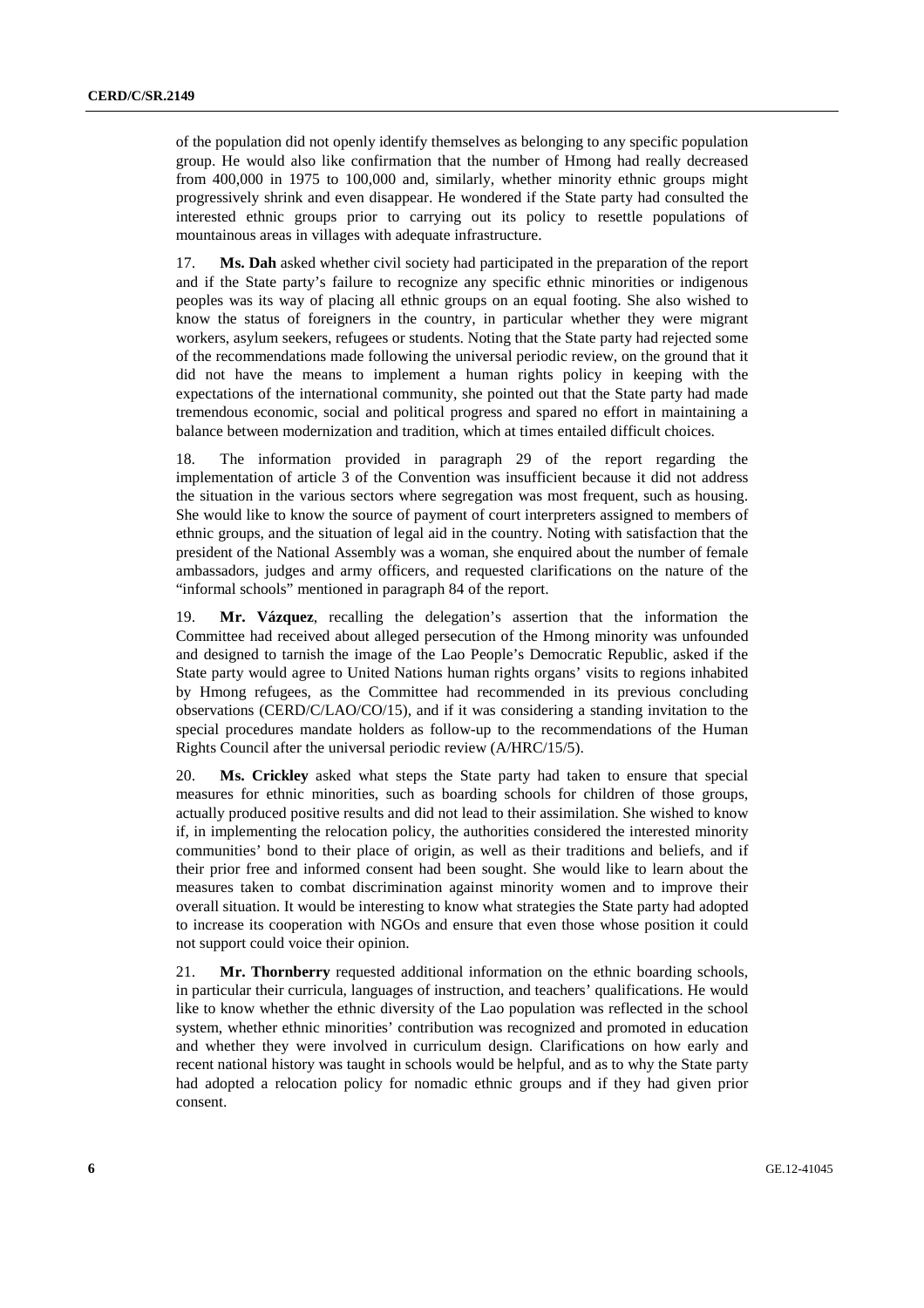of the population did not openly identify themselves as belonging to any specific population group. He would also like confirmation that the number of Hmong had really decreased from 400,000 in 1975 to 100,000 and, similarly, whether minority ethnic groups might progressively shrink and even disappear. He wondered if the State party had consulted the interested ethnic groups prior to carrying out its policy to resettle populations of mountainous areas in villages with adequate infrastructure.

17. **Ms. Dah** asked whether civil society had participated in the preparation of the report and if the State party's failure to recognize any specific ethnic minorities or indigenous peoples was its way of placing all ethnic groups on an equal footing. She also wished to know the status of foreigners in the country, in particular whether they were migrant workers, asylum seekers, refugees or students. Noting that the State party had rejected some of the recommendations made following the universal periodic review, on the ground that it did not have the means to implement a human rights policy in keeping with the expectations of the international community, she pointed out that the State party had made tremendous economic, social and political progress and spared no effort in maintaining a balance between modernization and tradition, which at times entailed difficult choices.

18. The information provided in paragraph 29 of the report regarding the implementation of article 3 of the Convention was insufficient because it did not address the situation in the various sectors where segregation was most frequent, such as housing. She would like to know the source of payment of court interpreters assigned to members of ethnic groups, and the situation of legal aid in the country. Noting with satisfaction that the president of the National Assembly was a woman, she enquired about the number of female ambassadors, judges and army officers, and requested clarifications on the nature of the "informal schools" mentioned in paragraph 84 of the report.

19. **Mr. Vázquez**, recalling the delegation's assertion that the information the Committee had received about alleged persecution of the Hmong minority was unfounded and designed to tarnish the image of the Lao People's Democratic Republic, asked if the State party would agree to United Nations human rights organs' visits to regions inhabited by Hmong refugees, as the Committee had recommended in its previous concluding observations (CERD/C/LAO/CO/15), and if it was considering a standing invitation to the special procedures mandate holders as follow-up to the recommendations of the Human Rights Council after the universal periodic review (A/HRC/15/5).

20. **Ms. Crickley** asked what steps the State party had taken to ensure that special measures for ethnic minorities, such as boarding schools for children of those groups, actually produced positive results and did not lead to their assimilation. She wished to know if, in implementing the relocation policy, the authorities considered the interested minority communities' bond to their place of origin, as well as their traditions and beliefs, and if their prior free and informed consent had been sought. She would like to learn about the measures taken to combat discrimination against minority women and to improve their overall situation. It would be interesting to know what strategies the State party had adopted to increase its cooperation with NGOs and ensure that even those whose position it could not support could voice their opinion.

21. **Mr. Thornberry** requested additional information on the ethnic boarding schools, in particular their curricula, languages of instruction, and teachers' qualifications. He would like to know whether the ethnic diversity of the Lao population was reflected in the school system, whether ethnic minorities' contribution was recognized and promoted in education and whether they were involved in curriculum design. Clarifications on how early and recent national history was taught in schools would be helpful, and as to why the State party had adopted a relocation policy for nomadic ethnic groups and if they had given prior consent.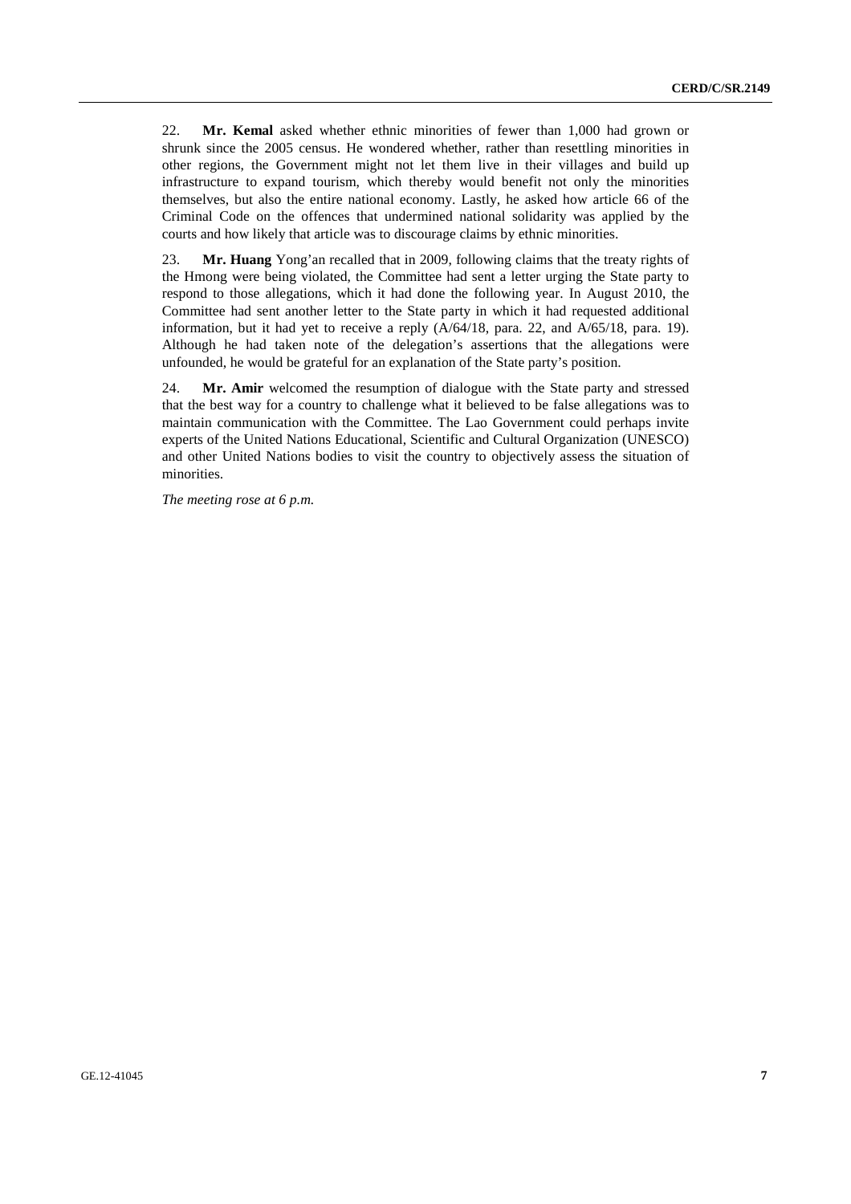22. **Mr. Kemal** asked whether ethnic minorities of fewer than 1,000 had grown or shrunk since the 2005 census. He wondered whether, rather than resettling minorities in other regions, the Government might not let them live in their villages and build up infrastructure to expand tourism, which thereby would benefit not only the minorities themselves, but also the entire national economy. Lastly, he asked how article 66 of the Criminal Code on the offences that undermined national solidarity was applied by the courts and how likely that article was to discourage claims by ethnic minorities.

23. **Mr. Huang** Yong'an recalled that in 2009, following claims that the treaty rights of the Hmong were being violated, the Committee had sent a letter urging the State party to respond to those allegations, which it had done the following year. In August 2010, the Committee had sent another letter to the State party in which it had requested additional information, but it had yet to receive a reply (A/64/18, para. 22, and A/65/18, para. 19). Although he had taken note of the delegation's assertions that the allegations were unfounded, he would be grateful for an explanation of the State party's position.

24. **Mr. Amir** welcomed the resumption of dialogue with the State party and stressed that the best way for a country to challenge what it believed to be false allegations was to maintain communication with the Committee. The Lao Government could perhaps invite experts of the United Nations Educational, Scientific and Cultural Organization (UNESCO) and other United Nations bodies to visit the country to objectively assess the situation of minorities.

*The meeting rose at 6 p.m.*